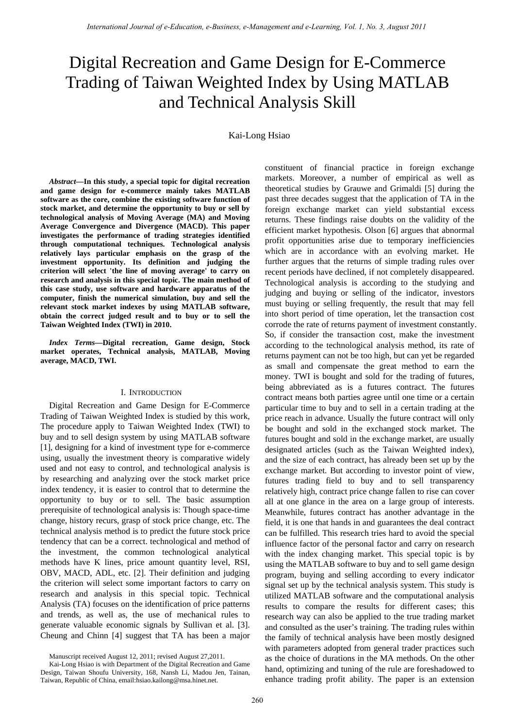# Digital Recreation and Game Design for E-Commerce Trading of Taiwan Weighted Index by Using MATLAB and Technical Analysis Skill

Kai-Long Hsiao

***Abstract*—In this study, a special topic for digital recreation and game design for e-commerce mainly takes MATLAB software as the core, combine the existing software function of stock market, and determine the opportunity to buy or sell by technological analysis of Moving Average (MA) and Moving Average Convergence and Divergence (MACD). This paper investigates the performance of trading strategies identified through computational techniques. Technological analysis relatively lays particular emphasis on the grasp of the investment opportunity. Its definition and judging the criterion will select 'the line of moving average' to carry on research and analysis in this special topic. The main method of this case study, use software and hardware apparatus of the computer, finish the numerical simulation, buy and sell the relevant stock market indexes by using MATLAB software, obtain the correct judged result and to buy or to sell the Taiwan Weighted Index (TWI) in 2010.**

***Index Terms*—Digital recreation, Game design, Stock market operates, Technical analysis, MATLAB, Moving average, MACD, TWI.**

## I. Introduction

Digital Recreation and Game Design for E-Commerce Trading of Taiwan Weighted Index is studied by this work, The procedure apply to Taiwan Weighted Index (TWI) to buy and to sell design system by using MATLAB software [1], designing for a kind of investment type for e-commerce using, usually the investment theory is comparative widely used and not easy to control, and technological analysis is by researching and analyzing over the stock market price index tendency, it is easier to control that to determine the opportunity to buy or to sell. The basic assumption prerequisite of technological analysis is: Though space-time change, history recurs, grasp of stock price change, etc. The technical analysis method is to predict the future stock price tendency that can be a correct. technological and method of the investment, the common technological analytical methods have K lines, price amount quantity level, RSI, OBV, MACD, ADL, etc. [2]. Their definition and judging the criterion will select some important factors to carry on research and analysis in this special topic. Technical Analysis (TA) focuses on the identification of price patterns and trends, as well as, the use of mechanical rules to generate valuable economic signals by Sullivan et al. [3]. Cheung and Chinn [4] suggest that TA has been a major constituent of financial practice in foreign exchange markets. Moreover, a number of empirical as well as theoretical studies by Grauwe and Grimaldi [5] during the past three decades suggest that the application of TA in the foreign exchange market can yield substantial excess returns. These findings raise doubts on the validity of the efficient market hypothesis. Olson [6] argues that abnormal profit opportunities arise due to temporary inefficiencies which are in accordance with an evolving market. He further argues that the returns of simple trading rules over recent periods have declined, if not completely disappeared. Technological analysis is according to the studying and judging and buying or selling of the indicator, investors must buying or selling frequently, the result that may fell into short period of time operation, let the transaction cost corrode the rate of returns payment of investment constantly. So, if consider the transaction cost, make the investment according to the technological analysis method, its rate of returns payment can not be too high, but can yet be regarded as small and compensate the great method to earn the money. TWI is bought and sold for the trading of futures, being abbreviated as is a futures contract. The futures contract means both parties agree until one time or a certain particular time to buy and to sell in a certain trading at the price reach in advance. Usually the future contract will only be bought and sold in the exchanged stock market. The futures bought and sold in the exchange market, are usually designated articles (such as the Taiwan Weighted index), and the size of each contract, has already been set up by the exchange market. But according to investor point of view, futures trading field to buy and to sell transparency relatively high, contract price change fallen to rise can cover all at one glance in the area on a large group of interests. Meanwhile, futures contract has another advantage in the field, it is one that hands in and guarantees the deal contract can be fulfilled. This research tries hard to avoid the special influence factor of the personal factor and carry on research with the index changing market. This special topic is by using the MATLAB software to buy and to sell game design program, buying and selling according to every indicator signal set up by the technical analysis system. This study is utilized MATLAB software and the computational analysis results to compare the results for different cases; this research way can also be applied to the true trading market and consulted as the user's training. The trading rules within the family of technical analysis have been mostly designed with parameters adopted from general trader practices such as the choice of durations in the MA methods. On the other hand, optimizing and tuning of the rule are foreshadowed to enhance trading profit ability. The paper is an extension

Manuscript received August 12, 2011; revised August 27,2011.

Kai-Long Hsiao is with Department of the Digital Recreation and Game Design, Taiwan Shoufu University, 168, Nansh Li, Madou Jen, Tainan, Taiwan, Republic of China, email:hsiao.kailong@msa.hinet.net.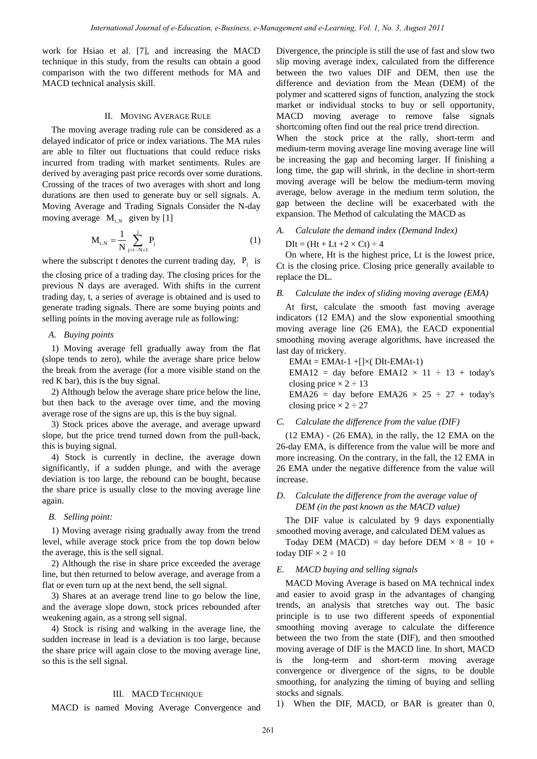work for Hsiao et al. [7], and increasing the MACD technique in this study, from the results can obtain a good comparison with the two different methods for MA and MACD technical analysis skill.

## II. Moving Average Rule

The moving average trading rule can be considered as a delayed indicator of price or index variations. The MA rules are able to filter out fluctuations that could reduce risks incurred from trading with market sentiments. Rules are derived by averaging past price records over some durations. Crossing of the traces of two averages with short and long durations are then used to generate buy or sell signals. A. Moving Average and Trading Signals Consider the N-day moving average $M_{t,N}$ given by [1]

$$M_{t,N} = \frac{1}{N}\sum_{j=t-N+1}^{j} P_j \quad (1)$$

where the subscript t denotes the current trading day, $P_j$ is the closing price of a trading day. The closing prices for the previous N days are averaged. With shifts in the current trading day, t, a series of average is obtained and is used to generate trading signals. There are some buying points and selling points in the moving average rule as following:

### A. Buying points

1) Moving average fell gradually away from the flat (slope tends to zero), while the average share price below the break from the average (for a more visible stand on the red K bar), this is the buy signal.

2) Although below the average share price below the line, but then back to the average over time, and the moving average rose of the signs are up, this is the buy signal.

3) Stock prices above the average, and average upward slope, but the price trend turned down from the pull-back, this is buying signal.

4) Stock is currently in decline, the average down significantly, if a sudden plunge, and with the average deviation is too large, the rebound can be bought, because the share price is usually close to the moving average line again.

### B. Selling point:

1) Moving average rising gradually away from the trend level, while average stock price from the top down below the average, this is the sell signal.

2) Although the rise in share price exceeded the average line, but then returned to below average, and average from a flat or even turn up at the next bend, the sell signal.

3) Shares at an average trend line to go below the line, and the average slope down, stock prices rebounded after weakening again, as a strong sell signal.

4) Stock is rising and walking in the average line, the sudden increase in lead is a deviation is too large, because the share price will again close to the moving average line, so this is the sell signal.

## III. MACD Technique

MACD is named Moving Average Convergence and Divergence, the principle is still the use of fast and slow two slip moving average index, calculated from the difference between the two values DIF and DEM, then use the difference and deviation from the Mean (DEM) of the polymer and scattered signs of function, analyzing the stock market or individual stocks to buy or sell opportunity, MACD moving average to remove false signals shortcoming often find out the real price trend direction.

When the stock price at the rally, short-term and medium-term moving average line moving average line will be increasing the gap and becoming larger. If finishing a long time, the gap will shrink, in the decline in short-term moving average will be below the medium-term moving average, below average in the medium term solution, the gap between the decline will be exacerbated with the expansion. The Method of calculating the MACD as

### A. Calculate the demand index (Demand Index)

DIt = (Ht + Lt +2 × Ct) ÷ 4

On where, Ht is the highest price, Lt is the lowest price, Ct is the closing price. Closing price generally available to replace the DL.

### B. Calculate the index of sliding moving average (EMA)

At first, calculate the smooth fast moving average indicators (12 EMA) and the slow exponential smoothing moving average line (26 EMA), the EACD exponential smoothing moving average algorithms, have increased the last day of trickery.

EMAt = EMAt-1 +[]×( DIt-EMAt-1)

EMA12 = day before EMA12 × 11 ÷ 13 + today's closing price × 2 ÷ 13

EMA26 = day before EMA26 × 25 ÷ 27 + today's closing price × 2 ÷ 27

### C. Calculate the difference from the value (DIF)

(12 EMA) - (26 EMA), in the rally, the 12 EMA on the 26-day EMA, is difference from the value will be more and more increasing. On the contrary, in the fall, the 12 EMA in 26 EMA under the negative difference from the value will increase.

### D. Calculate the difference from the average value of DEM (in the past known as the MACD value)

The DIF value is calculated by 9 days exponentially smoothed moving average, and calculated DEM values as

Today DEM (MACD) = day before DEM × 8 ÷ 10 + today DIF × 2 ÷ 10

### E. MACD buying and selling signals

MACD Moving Average is based on MA technical index and easier to avoid grasp in the advantages of changing trends, an analysis that stretches way out. The basic principle is to use two different speeds of exponential smoothing moving average to calculate the difference between the two from the state (DIF), and then smoothed moving average of DIF is the MACD line. In short, MACD is the long-term and short-term moving average convergence or divergence of the signs, to be double smoothing, for analyzing the timing of buying and selling stocks and signals.

1) When the DIF, MACD, or BAR is greater than 0,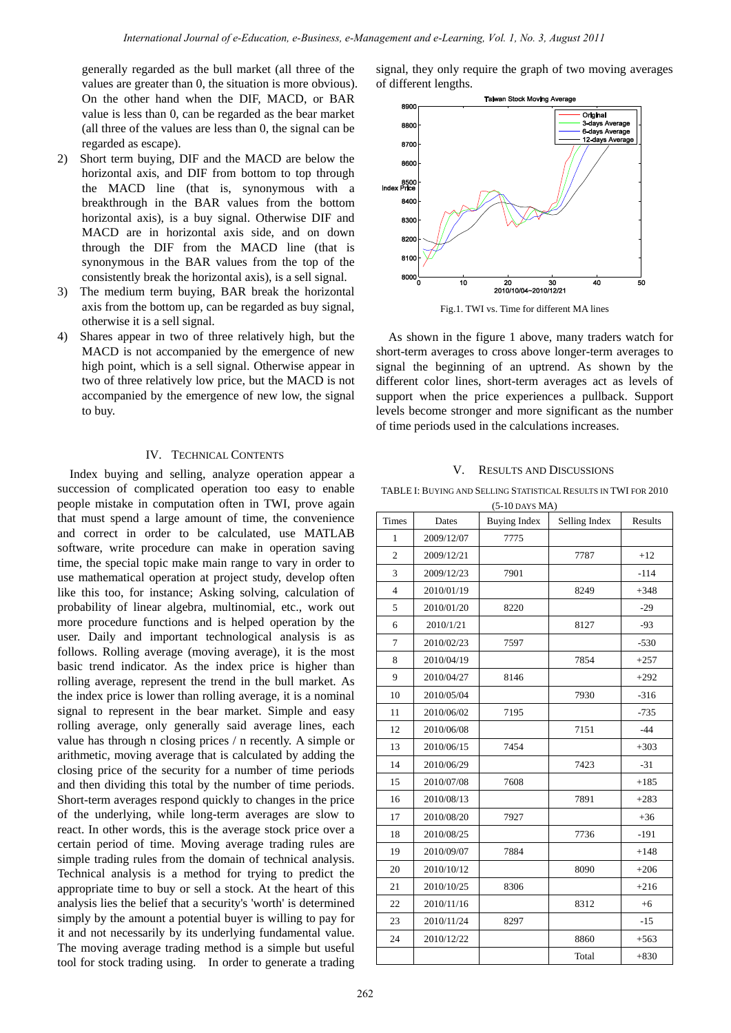generally regarded as the bull market (all three of the values are greater than 0, the situation is more obvious). On the other hand when the DIF, MACD, or BAR value is less than 0, can be regarded as the bear market (all three of the values are less than 0, the signal can be regarded as escape).

2) Short term buying, DIF and the MACD are below the horizontal axis, and DIF from bottom to top through the MACD line (that is, synonymous with a breakthrough in the BAR values from the bottom horizontal axis), is a buy signal. Otherwise DIF and MACD are in horizontal axis side, and on down through the DIF from the MACD line (that is synonymous in the BAR values from the top of the consistently break the horizontal axis), is a sell signal.
3) The medium term buying, BAR break the horizontal axis from the bottom up, can be regarded as buy signal, otherwise it is a sell signal.
4) Shares appear in two of three relatively high, but the MACD is not accompanied by the emergence of new high point, which is a sell signal. Otherwise appear in two of three relatively low price, but the MACD is not accompanied by the emergence of new low, the signal to buy.

## IV. Technical Contents

Index buying and selling, analyze operation appear a succession of complicated operation too easy to enable people mistake in computation often in TWI, prove again that must spend a large amount of time, the convenience and correct in order to be calculated, use MATLAB software, write procedure can make in operation saving time, the special topic make main range to vary in order to use mathematical operation at project study, develop often like this too, for instance; Asking solving, calculation of probability of linear algebra, multinomial, etc., work out more procedure functions and is helped operation by the user. Daily and important technological analysis is as follows. Rolling average (moving average), it is the most basic trend indicator. As the index price is higher than rolling average, represent the trend in the bull market. As the index price is lower than rolling average, it is a nominal signal to represent in the bear market. Simple and easy rolling average, only generally said average lines, each value has through n closing prices / n recently. A simple or arithmetic, moving average that is calculated by adding the closing price of the security for a number of time periods and then dividing this total by the number of time periods. Short-term averages respond quickly to changes in the price of the underlying, while long-term averages are slow to react. In other words, this is the average stock price over a certain period of time. Moving average trading rules are simple trading rules from the domain of technical analysis. Technical analysis is a method for trying to predict the appropriate time to buy or sell a stock. At the heart of this analysis lies the belief that a security's 'worth' is determined simply by the amount a potential buyer is willing to pay for it and not necessarily by its underlying fundamental value. The moving average trading method is a simple but useful tool for stock trading using. In order to generate a trading signal, they only require the graph of two moving averages of different lengths.

Fig.1. TWI vs. Time for different MA lines

As shown in the figure 1 above, many traders watch for short-term averages to cross above longer-term averages to signal the beginning of an uptrend. As shown by the different color lines, short-term averages act as levels of support when the price experiences a pullback. Support levels become stronger and more significant as the number of time periods used in the calculations increases.

## V. Results and Discussions

TABLE I: Buying and Selling Statistical Results in TWI for 2010 (5-10 days MA)

| Times | Dates | Buying Index | Selling Index | Results |
|---|---|---|---|---|
| 1 | 2009/12/07 | 7775 | | |
| 2 | 2009/12/21 | | 7787 | +12 |
| 3 | 2009/12/23 | 7901 | | -114 |
| 4 | 2010/01/19 | | 8249 | +348 |
| 5 | 2010/01/20 | 8220 | | -29 |
| 6 | 2010/1/21 | | 8127 | -93 |
| 7 | 2010/02/23 | 7597 | | -530 |
| 8 | 2010/04/19 | | 7854 | +257 |
| 9 | 2010/04/27 | 8146 | | +292 |
| 10 | 2010/05/04 | | 7930 | -316 |
| 11 | 2010/06/02 | 7195 | | -735 |
| 12 | 2010/06/08 | | 7151 | -44 |
| 13 | 2010/06/15 | 7454 | | +303 |
| 14 | 2010/06/29 | | 7423 | -31 |
| 15 | 2010/07/08 | 7608 | | +185 |
| 16 | 2010/08/13 | | 7891 | +283 |
| 17 | 2010/08/20 | 7927 | | +36 |
| 18 | 2010/08/25 | | 7736 | -191 |
| 19 | 2010/09/07 | 7884 | | +148 |
| 20 | 2010/10/12 | | 8090 | +206 |
| 21 | 2010/10/25 | 8306 | | +216 |
| 22 | 2010/11/16 | | 8312 | +6 |
| 23 | 2010/11/24 | 8297 | | -15 |
| 24 | 2010/12/22 | | 8860 | +563 |
| | | | Total | +830 |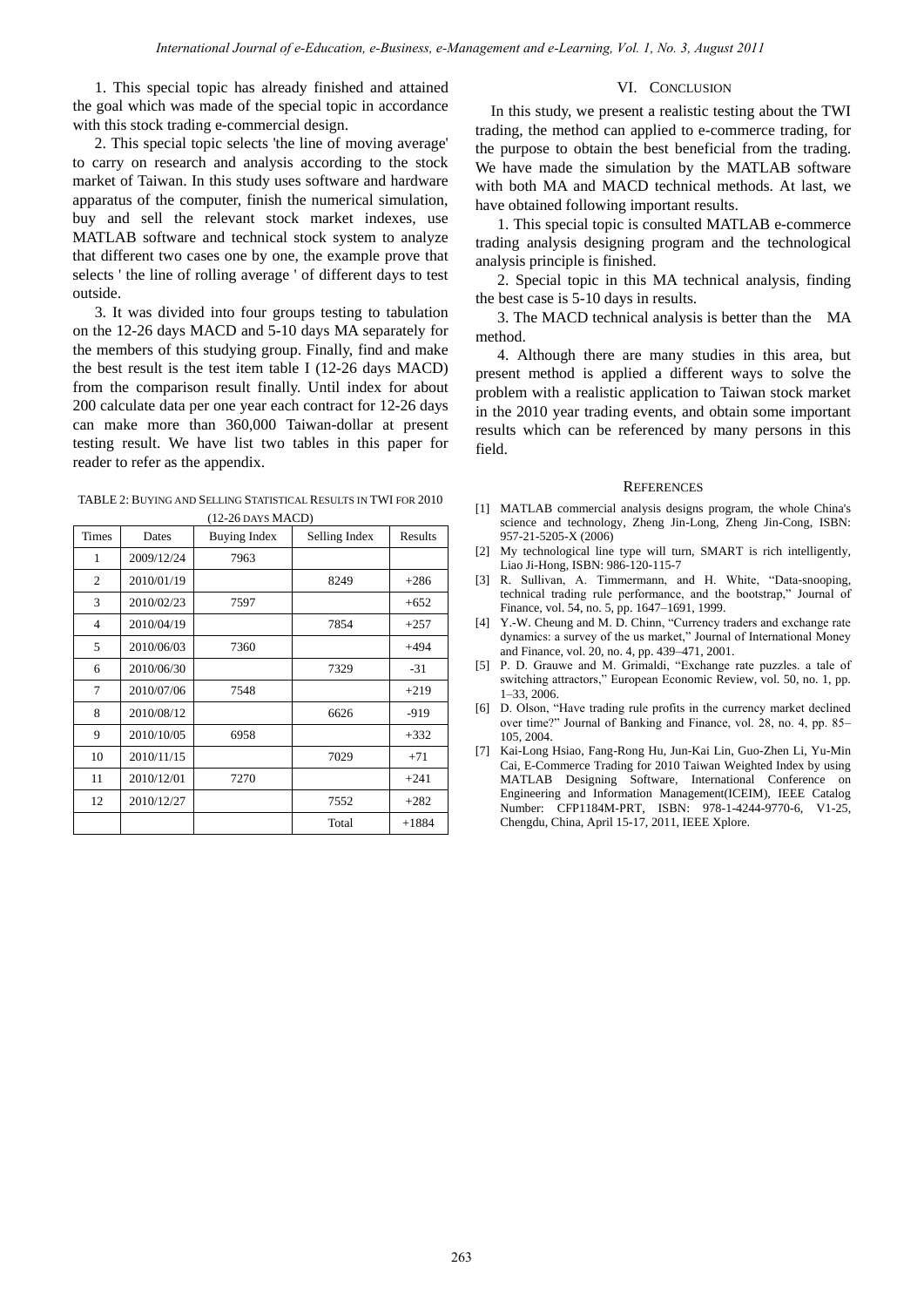1. This special topic has already finished and attained the goal which was made of the special topic in accordance with this stock trading e-commercial design.

2. This special topic selects 'the line of moving average' to carry on research and analysis according to the stock market of Taiwan. In this study uses software and hardware apparatus of the computer, finish the numerical simulation, buy and sell the relevant stock market indexes, use MATLAB software and technical stock system to analyze that different two cases one by one, the example prove that selects ' the line of rolling average ' of different days to test outside.

3. It was divided into four groups testing to tabulation on the 12-26 days MACD and 5-10 days MA separately for the members of this studying group. Finally, find and make the best result is the test item table I (12-26 days MACD) from the comparison result finally. Until index for about 200 calculate data per one year each contract for 12-26 days can make more than 360,000 Taiwan-dollar at present testing result. We have list two tables in this paper for reader to refer as the appendix.

TABLE 2: BUYING AND SELLING STATISTICAL RESULTS IN TWI FOR 2010 (12-26 DAYS MACD)

| Times | Dates | Buying Index | Selling Index | Results |
|---|---|---|---|---|
| 1 | 2009/12/24 | 7963 | | |
| 2 | 2010/01/19 | | 8249 | +286 |
| 3 | 2010/02/23 | 7597 | | +652 |
| 4 | 2010/04/19 | | 7854 | +257 |
| 5 | 2010/06/03 | 7360 | | +494 |
| 6 | 2010/06/30 | | 7329 | -31 |
| 7 | 2010/07/06 | 7548 | | +219 |
| 8 | 2010/08/12 | | 6626 | -919 |
| 9 | 2010/10/05 | 6958 | | +332 |
| 10 | 2010/11/15 | | 7029 | +71 |
| 11 | 2010/12/01 | 7270 | | +241 |
| 12 | 2010/12/27 | | 7552 | +282 |
| | | | Total | +1884 |

## VI. CONCLUSION

In this study, we present a realistic testing about the TWI trading, the method can applied to e-commerce trading, for the purpose to obtain the best beneficial from the trading. We have made the simulation by the MATLAB software with both MA and MACD technical methods. At last, we have obtained following important results.

1. This special topic is consulted MATLAB e-commerce trading analysis designing program and the technological analysis principle is finished.

2. Special topic in this MA technical analysis, finding the best case is 5-10 days in results.

3. The MACD technical analysis is better than the MA method.

4. Although there are many studies in this area, but present method is applied a different ways to solve the problem with a realistic application to Taiwan stock market in the 2010 year trading events, and obtain some important results which can be referenced by many persons in this field.

## REFERENCES

[1] MATLAB commercial analysis designs program, the whole China's science and technology, Zheng Jin-Long, Zheng Jin-Cong, ISBN: 957-21-5205-X (2006)

[2] My technological line type will turn, SMART is rich intelligently, Liao Ji-Hong, ISBN: 986-120-115-7

[3] R. Sullivan, A. Timmermann, and H. White, "Data-snooping, technical trading rule performance, and the bootstrap," Journal of Finance, vol. 54, no. 5, pp. 1647–1691, 1999.

[4] Y.-W. Cheung and M. D. Chinn, "Currency traders and exchange rate dynamics: a survey of the us market," Journal of International Money and Finance, vol. 20, no. 4, pp. 439–471, 2001.

[5] P. D. Grauwe and M. Grimaldi, "Exchange rate puzzles. a tale of switching attractors," European Economic Review, vol. 50, no. 1, pp. 1–33, 2006.

[6] D. Olson, "Have trading rule profits in the currency market declined over time?" Journal of Banking and Finance, vol. 28, no. 4, pp. 85–105, 2004.

[7] Kai-Long Hsiao, Fang-Rong Hu, Jun-Kai Lin, Guo-Zhen Li, Yu-Min Cai, E-Commerce Trading for 2010 Taiwan Weighted Index by using MATLAB Designing Software, International Conference on Engineering and Information Management(ICEIM), IEEE Catalog Number: CFP1184M-PRT, ISBN: 978-1-4244-9770-6, V1-25, Chengdu, China, April 15-17, 2011, IEEE Xplore.